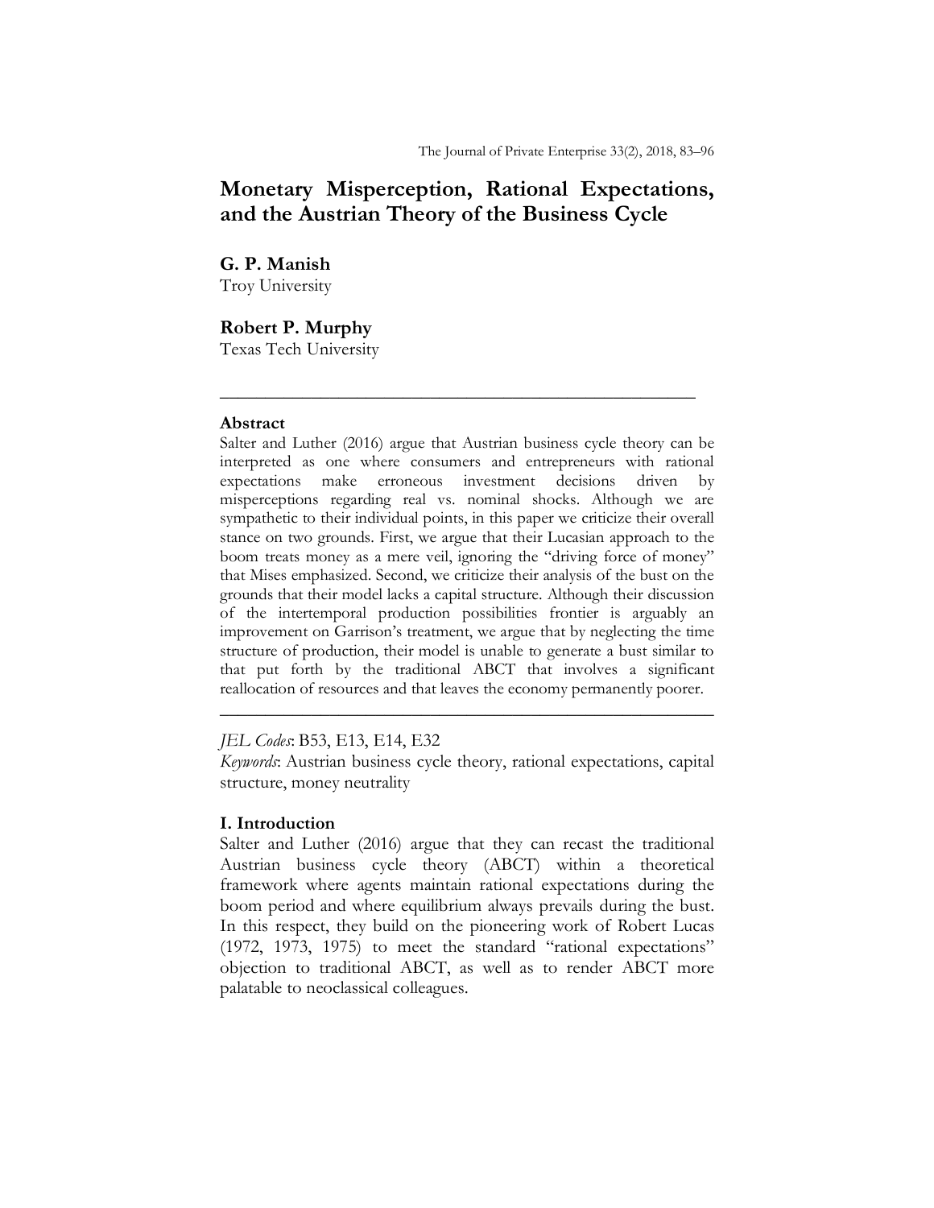# Monetary Misperception, Rational Expectations, and the Austrian Theory of the Business Cycle

**G. P. Manish**
Troy University

**Robert P. Murphy**
Texas Tech University

---

### Abstract

Salter and Luther (2016) argue that Austrian business cycle theory can be interpreted as one where consumers and entrepreneurs with rational expectations make erroneous investment decisions driven by misperceptions regarding real vs. nominal shocks. Although we are sympathetic to their individual points, in this paper we criticize their overall stance on two grounds. First, we argue that their Lucasian approach to the boom treats money as a mere veil, ignoring the "driving force of money" that Mises emphasized. Second, we criticize their analysis of the bust on the grounds that their model lacks a capital structure. Although their discussion of the intertemporal production possibilities frontier is arguably an improvement on Garrison's treatment, we argue that by neglecting the time structure of production, their model is unable to generate a bust similar to that put forth by the traditional ABCT that involves a significant reallocation of resources and that leaves the economy permanently poorer.

---

*JEL Codes*: B53, E13, E14, E32
*Keywords*: Austrian business cycle theory, rational expectations, capital structure, money neutrality

### I. Introduction

Salter and Luther (2016) argue that they can recast the traditional Austrian business cycle theory (ABCT) within a theoretical framework where agents maintain rational expectations during the boom period and where equilibrium always prevails during the bust. In this respect, they build on the pioneering work of Robert Lucas (1972, 1973, 1975) to meet the standard "rational expectations" objection to traditional ABCT, as well as to render ABCT more palatable to neoclassical colleagues.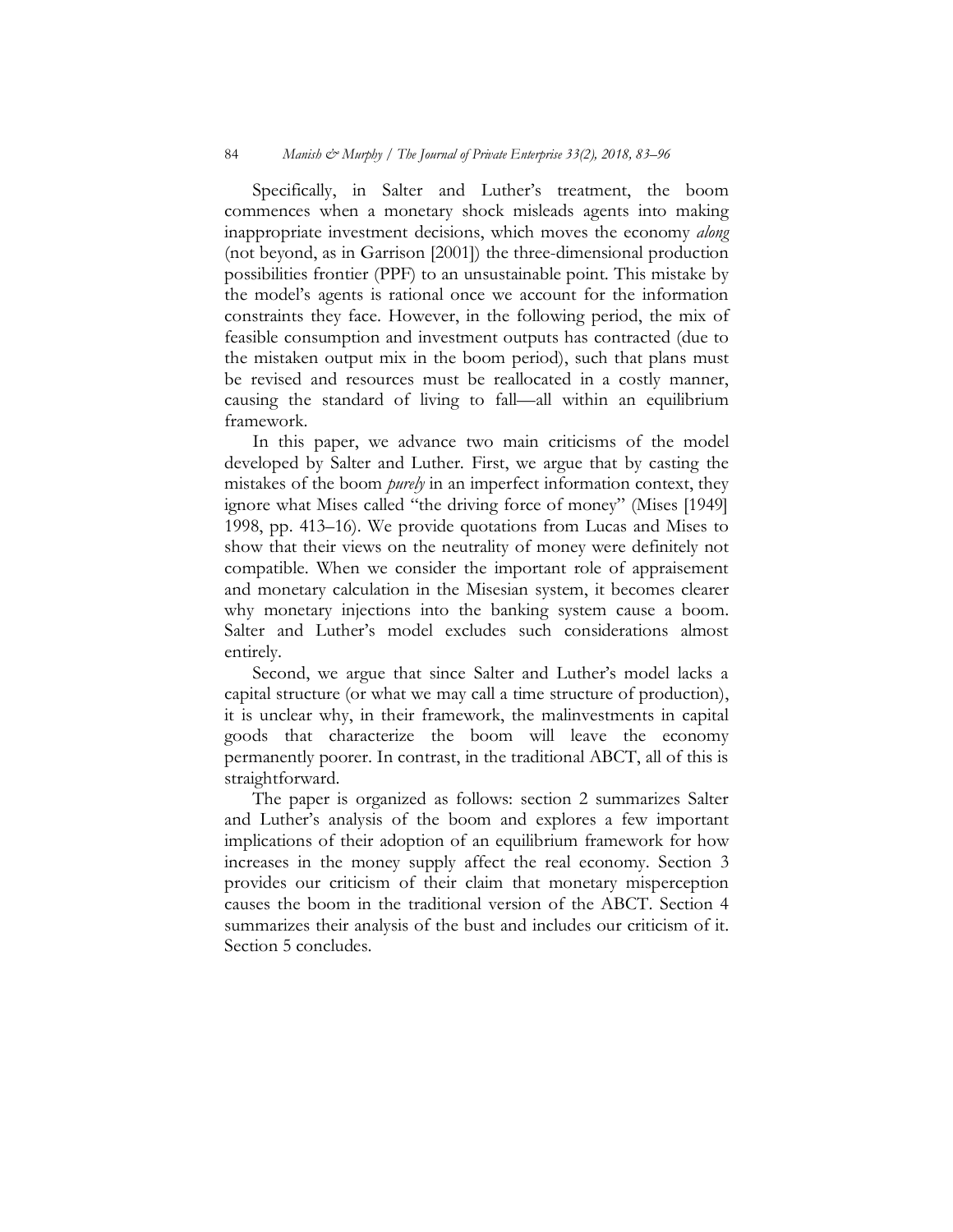Specifically, in Salter and Luther's treatment, the boom commences when a monetary shock misleads agents into making inappropriate investment decisions, which moves the economy *along* (not beyond, as in Garrison [2001]) the three-dimensional production possibilities frontier (PPF) to an unsustainable point. This mistake by the model's agents is rational once we account for the information constraints they face. However, in the following period, the mix of feasible consumption and investment outputs has contracted (due to the mistaken output mix in the boom period), such that plans must be revised and resources must be reallocated in a costly manner, causing the standard of living to fall—all within an equilibrium framework.

In this paper, we advance two main criticisms of the model developed by Salter and Luther. First, we argue that by casting the mistakes of the boom *purely* in an imperfect information context, they ignore what Mises called "the driving force of money" (Mises [1949] 1998, pp. 413–16). We provide quotations from Lucas and Mises to show that their views on the neutrality of money were definitely not compatible. When we consider the important role of appraisement and monetary calculation in the Misesian system, it becomes clearer why monetary injections into the banking system cause a boom. Salter and Luther's model excludes such considerations almost entirely.

Second, we argue that since Salter and Luther's model lacks a capital structure (or what we may call a time structure of production), it is unclear why, in their framework, the malinvestments in capital goods that characterize the boom will leave the economy permanently poorer. In contrast, in the traditional ABCT, all of this is straightforward.

The paper is organized as follows: section 2 summarizes Salter and Luther's analysis of the boom and explores a few important implications of their adoption of an equilibrium framework for how increases in the money supply affect the real economy. Section 3 provides our criticism of their claim that monetary misperception causes the boom in the traditional version of the ABCT. Section 4 summarizes their analysis of the bust and includes our criticism of it. Section 5 concludes.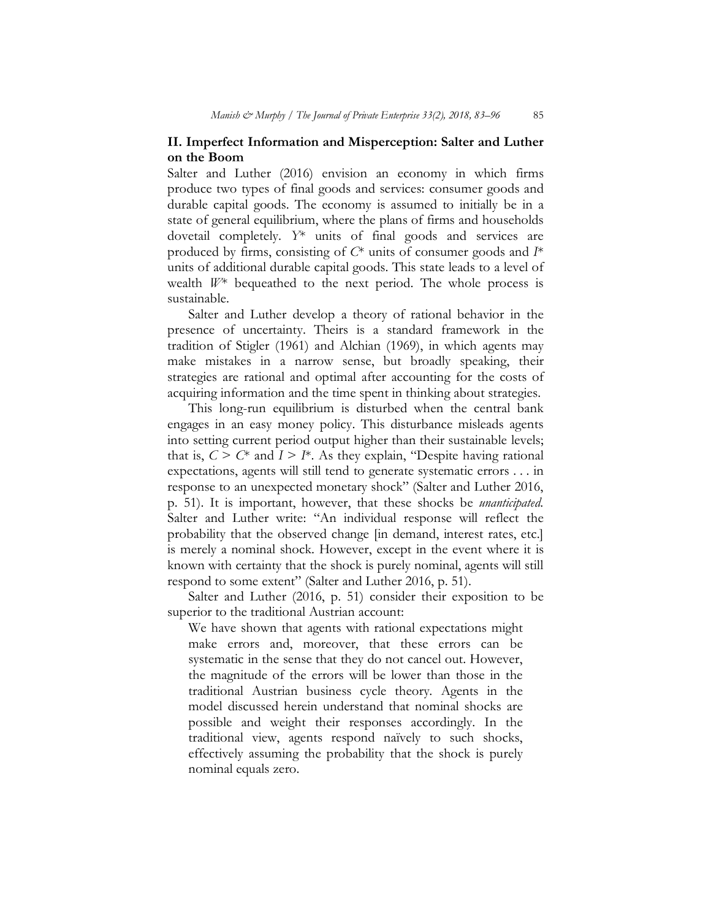## II. Imperfect Information and Misperception: Salter and Luther on the Boom

Salter and Luther (2016) envision an economy in which firms produce two types of final goods and services: consumer goods and durable capital goods. The economy is assumed to initially be in a state of general equilibrium, where the plans of firms and households dovetail completely. $Y^*$ units of final goods and services are produced by firms, consisting of $C^*$ units of consumer goods and $I^*$ units of additional durable capital goods. This state leads to a level of wealth $W^*$ bequeathed to the next period. The whole process is sustainable.

Salter and Luther develop a theory of rational behavior in the presence of uncertainty. Theirs is a standard framework in the tradition of Stigler (1961) and Alchian (1969), in which agents may make mistakes in a narrow sense, but broadly speaking, their strategies are rational and optimal after accounting for the costs of acquiring information and the time spent in thinking about strategies.

This long-run equilibrium is disturbed when the central bank engages in an easy money policy. This disturbance misleads agents into setting current period output higher than their sustainable levels; that is, $C > C^*$ and $I > I^*$. As they explain, "Despite having rational expectations, agents will still tend to generate systematic errors . . . in response to an unexpected monetary shock" (Salter and Luther 2016, p. 51). It is important, however, that these shocks be *unanticipated*. Salter and Luther write: "An individual response will reflect the probability that the observed change [in demand, interest rates, etc.] is merely a nominal shock. However, except in the event where it is known with certainty that the shock is purely nominal, agents will still respond to some extent" (Salter and Luther 2016, p. 51).

Salter and Luther (2016, p. 51) consider their exposition to be superior to the traditional Austrian account:

> We have shown that agents with rational expectations might make errors and, moreover, that these errors can be systematic in the sense that they do not cancel out. However, the magnitude of the errors will be lower than those in the traditional Austrian business cycle theory. Agents in the model discussed herein understand that nominal shocks are possible and weight their responses accordingly. In the traditional view, agents respond naïvely to such shocks, effectively assuming the probability that the shock is purely nominal equals zero.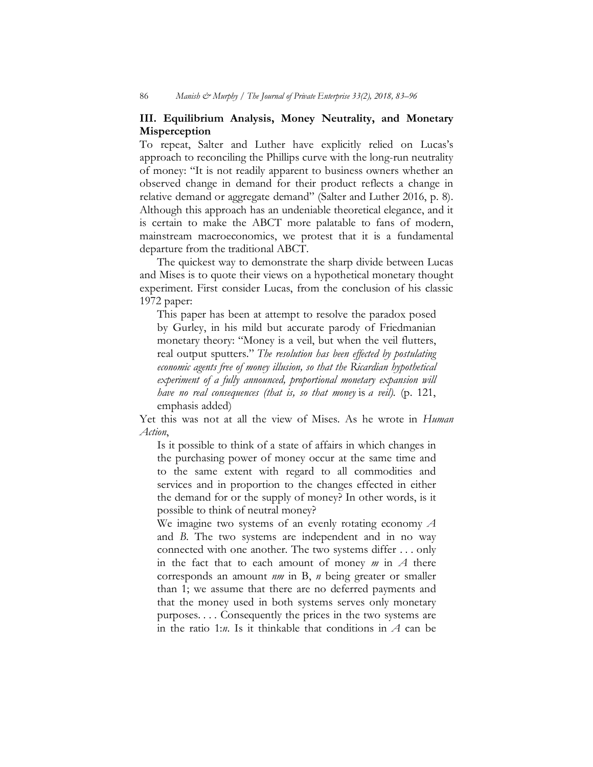## III. Equilibrium Analysis, Money Neutrality, and Monetary Misperception

To repeat, Salter and Luther have explicitly relied on Lucas's approach to reconciling the Phillips curve with the long-run neutrality of money: "It is not readily apparent to business owners whether an observed change in demand for their product reflects a change in relative demand or aggregate demand" (Salter and Luther 2016, p. 8). Although this approach has an undeniable theoretical elegance, and it is certain to make the ABCT more palatable to fans of modern, mainstream macroeconomics, we protest that it is a fundamental departure from the traditional ABCT.

The quickest way to demonstrate the sharp divide between Lucas and Mises is to quote their views on a hypothetical monetary thought experiment. First consider Lucas, from the conclusion of his classic 1972 paper:

> This paper has been at attempt to resolve the paradox posed by Gurley, in his mild but accurate parody of Friedmanian monetary theory: "Money is a veil, but when the veil flutters, real output sputters." *The resolution has been effected by postulating economic agents free of money illusion, so that the Ricardian hypothetical experiment of a fully announced, proportional monetary expansion will have no real consequences (that is, so that money* is *a veil).* (p. 121, emphasis added)

Yet this was not at all the view of Mises. As he wrote in *Human Action*,

> Is it possible to think of a state of affairs in which changes in the purchasing power of money occur at the same time and to the same extent with regard to all commodities and services and in proportion to the changes effected in either the demand for or the supply of money? In other words, is it possible to think of neutral money?
>
> We imagine two systems of an evenly rotating economy *A* and *B*. The two systems are independent and in no way connected with one another. The two systems differ . . . only in the fact that to each amount of money *m* in *A* there corresponds an amount *nm* in B, *n* being greater or smaller than 1; we assume that there are no deferred payments and that the money used in both systems serves only monetary purposes. . . . Consequently the prices in the two systems are in the ratio 1:*n*. Is it thinkable that conditions in *A* can be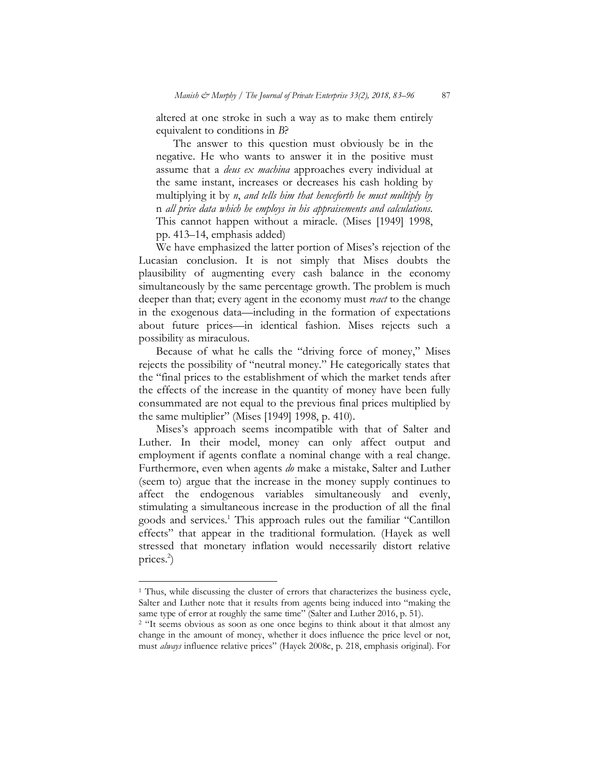> altered at one stroke in such a way as to make them entirely equivalent to conditions in *B*?
>
> The answer to this question must obviously be in the negative. He who wants to answer it in the positive must assume that a *deus ex machina* approaches every individual at the same instant, increases or decreases his cash holding by multiplying it by *n*, *and tells him that henceforth he must multiply by* n *all price data which he employs in his appraisements and calculations*. This cannot happen without a miracle. (Mises [1949] 1998, pp. 413–14, emphasis added)

We have emphasized the latter portion of Mises's rejection of the Lucasian conclusion. It is not simply that Mises doubts the plausibility of augmenting every cash balance in the economy simultaneously by the same percentage growth. The problem is much deeper than that; every agent in the economy must *react* to the change in the exogenous data—including in the formation of expectations about future prices—in identical fashion. Mises rejects such a possibility as miraculous.

Because of what he calls the "driving force of money," Mises rejects the possibility of "neutral money." He categorically states that the "final prices to the establishment of which the market tends after the effects of the increase in the quantity of money have been fully consummated are not equal to the previous final prices multiplied by the same multiplier" (Mises [1949] 1998, p. 410).

Mises's approach seems incompatible with that of Salter and Luther. In their model, money can only affect output and employment if agents conflate a nominal change with a real change. Furthermore, even when agents *do* make a mistake, Salter and Luther (seem to) argue that the increase in the money supply continues to affect the endogenous variables simultaneously and evenly, stimulating a simultaneous increase in the production of all the final goods and services.[1] This approach rules out the familiar "Cantillon effects" that appear in the traditional formulation. (Hayek as well stressed that monetary inflation would necessarily distort relative prices.[2])

---

[1] Thus, while discussing the cluster of errors that characterizes the business cycle, Salter and Luther note that it results from agents being induced into "making the same type of error at roughly the same time" (Salter and Luther 2016, p. 51).

[2] "It seems obvious as soon as one once begins to think about it that almost any change in the amount of money, whether it does influence the price level or not, must *always* influence relative prices" (Hayek 2008c, p. 218, emphasis original). For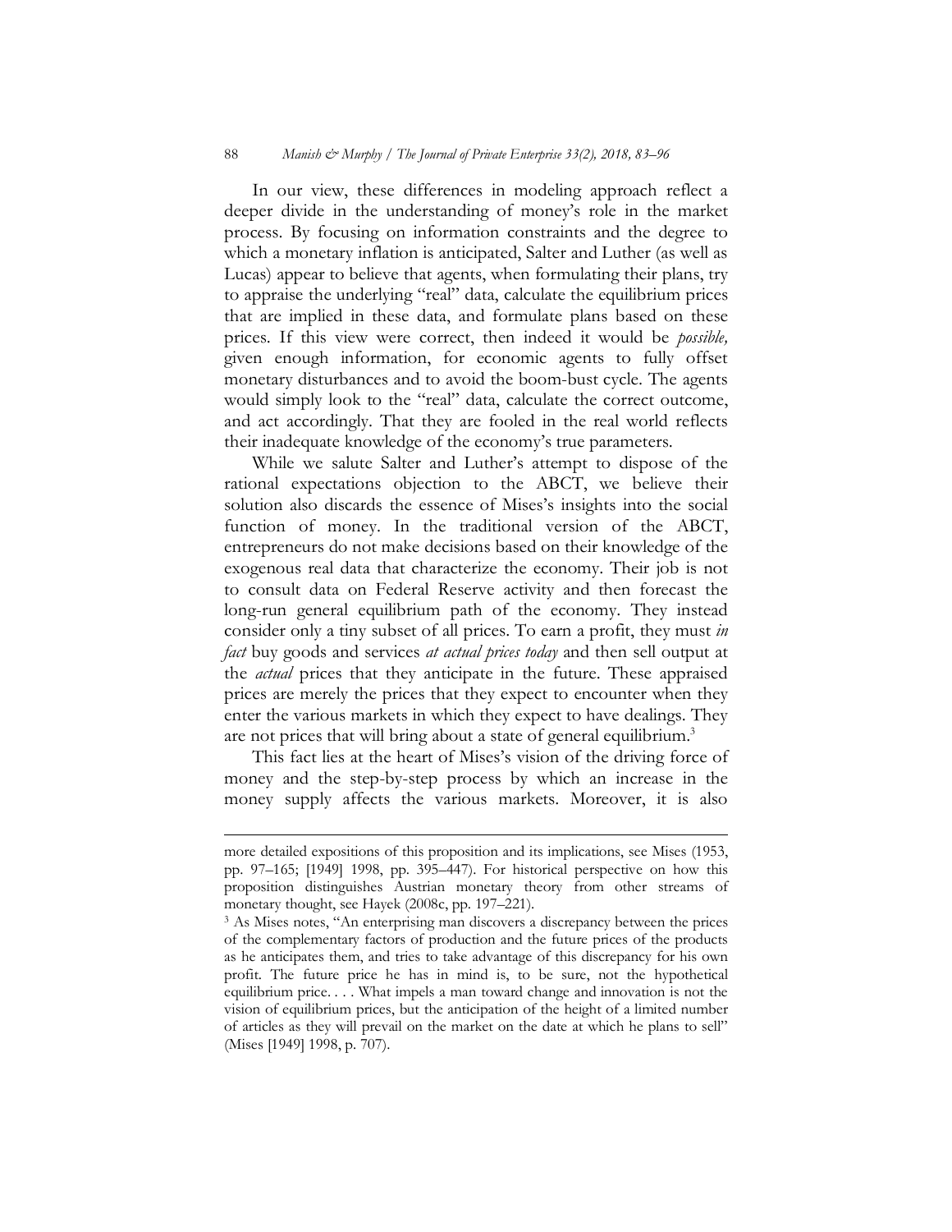In our view, these differences in modeling approach reflect a deeper divide in the understanding of money's role in the market process. By focusing on information constraints and the degree to which a monetary inflation is anticipated, Salter and Luther (as well as Lucas) appear to believe that agents, when formulating their plans, try to appraise the underlying "real" data, calculate the equilibrium prices that are implied in these data, and formulate plans based on these prices. If this view were correct, then indeed it would be *possible,* given enough information, for economic agents to fully offset monetary disturbances and to avoid the boom-bust cycle. The agents would simply look to the "real" data, calculate the correct outcome, and act accordingly. That they are fooled in the real world reflects their inadequate knowledge of the economy's true parameters.

While we salute Salter and Luther's attempt to dispose of the rational expectations objection to the ABCT, we believe their solution also discards the essence of Mises's insights into the social function of money. In the traditional version of the ABCT, entrepreneurs do not make decisions based on their knowledge of the exogenous real data that characterize the economy. Their job is not to consult data on Federal Reserve activity and then forecast the long-run general equilibrium path of the economy. They instead consider only a tiny subset of all prices. To earn a profit, they must *in fact* buy goods and services *at actual prices today* and then sell output at the *actual* prices that they anticipate in the future. These appraised prices are merely the prices that they expect to encounter when they enter the various markets in which they expect to have dealings. They are not prices that will bring about a state of general equilibrium.[3]

This fact lies at the heart of Mises's vision of the driving force of money and the step-by-step process by which an increase in the money supply affects the various markets. Moreover, it is also

---

more detailed expositions of this proposition and its implications, see Mises (1953, pp. 97–165; [1949] 1998, pp. 395–447). For historical perspective on how this proposition distinguishes Austrian monetary theory from other streams of monetary thought, see Hayek (2008c, pp. 197–221).

[3] As Mises notes, "An enterprising man discovers a discrepancy between the prices of the complementary factors of production and the future prices of the products as he anticipates them, and tries to take advantage of this discrepancy for his own profit. The future price he has in mind is, to be sure, not the hypothetical equilibrium price. . . . What impels a man toward change and innovation is not the vision of equilibrium prices, but the anticipation of the height of a limited number of articles as they will prevail on the market on the date at which he plans to sell" (Mises [1949] 1998, p. 707).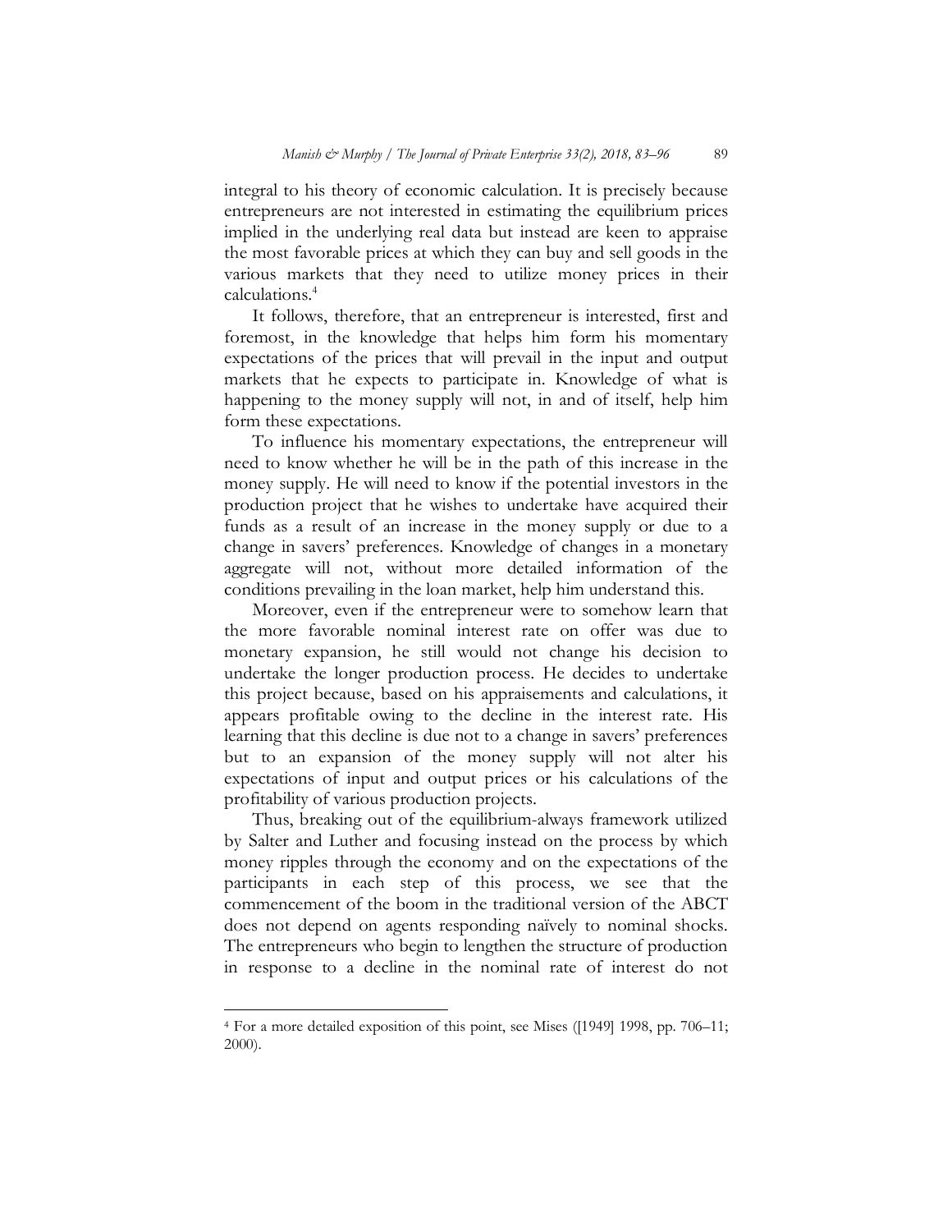integral to his theory of economic calculation. It is precisely because entrepreneurs are not interested in estimating the equilibrium prices implied in the underlying real data but instead are keen to appraise the most favorable prices at which they can buy and sell goods in the various markets that they need to utilize money prices in their calculations.[4]

It follows, therefore, that an entrepreneur is interested, first and foremost, in the knowledge that helps him form his momentary expectations of the prices that will prevail in the input and output markets that he expects to participate in. Knowledge of what is happening to the money supply will not, in and of itself, help him form these expectations.

To influence his momentary expectations, the entrepreneur will need to know whether he will be in the path of this increase in the money supply. He will need to know if the potential investors in the production project that he wishes to undertake have acquired their funds as a result of an increase in the money supply or due to a change in savers' preferences. Knowledge of changes in a monetary aggregate will not, without more detailed information of the conditions prevailing in the loan market, help him understand this.

Moreover, even if the entrepreneur were to somehow learn that the more favorable nominal interest rate on offer was due to monetary expansion, he still would not change his decision to undertake the longer production process. He decides to undertake this project because, based on his appraisements and calculations, it appears profitable owing to the decline in the interest rate. His learning that this decline is due not to a change in savers' preferences but to an expansion of the money supply will not alter his expectations of input and output prices or his calculations of the profitability of various production projects.

Thus, breaking out of the equilibrium-always framework utilized by Salter and Luther and focusing instead on the process by which money ripples through the economy and on the expectations of the participants in each step of this process, we see that the commencement of the boom in the traditional version of the ABCT does not depend on agents responding naïvely to nominal shocks. The entrepreneurs who begin to lengthen the structure of production in response to a decline in the nominal rate of interest do not

---

[4] For a more detailed exposition of this point, see Mises ([1949] 1998, pp. 706–11; 2000).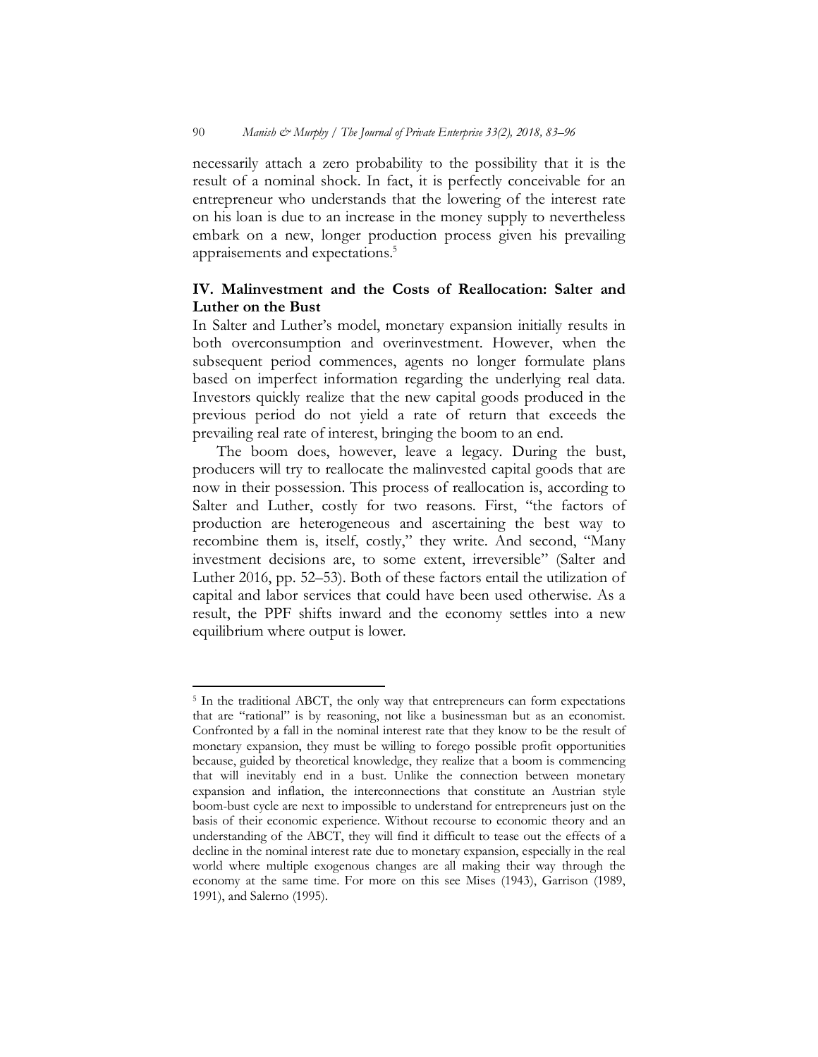necessarily attach a zero probability to the possibility that it is the result of a nominal shock. In fact, it is perfectly conceivable for an entrepreneur who understands that the lowering of the interest rate on his loan is due to an increase in the money supply to nevertheless embark on a new, longer production process given his prevailing appraisements and expectations.[5]

## IV. Malinvestment and the Costs of Reallocation: Salter and Luther on the Bust

In Salter and Luther's model, monetary expansion initially results in both overconsumption and overinvestment. However, when the subsequent period commences, agents no longer formulate plans based on imperfect information regarding the underlying real data. Investors quickly realize that the new capital goods produced in the previous period do not yield a rate of return that exceeds the prevailing real rate of interest, bringing the boom to an end.

The boom does, however, leave a legacy. During the bust, producers will try to reallocate the malinvested capital goods that are now in their possession. This process of reallocation is, according to Salter and Luther, costly for two reasons. First, "the factors of production are heterogeneous and ascertaining the best way to recombine them is, itself, costly," they write. And second, "Many investment decisions are, to some extent, irreversible" (Salter and Luther 2016, pp. 52–53). Both of these factors entail the utilization of capital and labor services that could have been used otherwise. As a result, the PPF shifts inward and the economy settles into a new equilibrium where output is lower.

---

[5] In the traditional ABCT, the only way that entrepreneurs can form expectations that are "rational" is by reasoning, not like a businessman but as an economist. Confronted by a fall in the nominal interest rate that they know to be the result of monetary expansion, they must be willing to forego possible profit opportunities because, guided by theoretical knowledge, they realize that a boom is commencing that will inevitably end in a bust. Unlike the connection between monetary expansion and inflation, the interconnections that constitute an Austrian style boom-bust cycle are next to impossible to understand for entrepreneurs just on the basis of their economic experience. Without recourse to economic theory and an understanding of the ABCT, they will find it difficult to tease out the effects of a decline in the nominal interest rate due to monetary expansion, especially in the real world where multiple exogenous changes are all making their way through the economy at the same time. For more on this see Mises (1943), Garrison (1989, 1991), and Salerno (1995).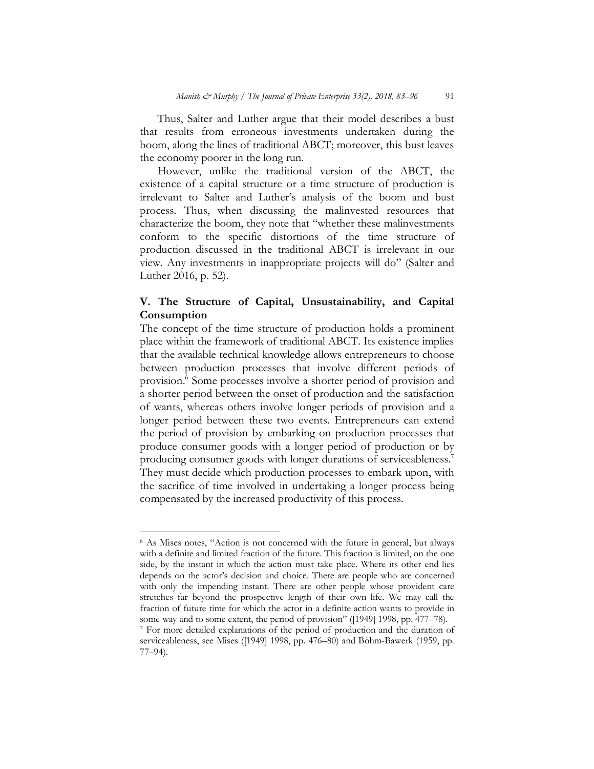Thus, Salter and Luther argue that their model describes a bust that results from erroneous investments undertaken during the boom, along the lines of traditional ABCT; moreover, this bust leaves the economy poorer in the long run.

However, unlike the traditional version of the ABCT, the existence of a capital structure or a time structure of production is irrelevant to Salter and Luther's analysis of the boom and bust process. Thus, when discussing the malinvested resources that characterize the boom, they note that "whether these malinvestments conform to the specific distortions of the time structure of production discussed in the traditional ABCT is irrelevant in our view. Any investments in inappropriate projects will do" (Salter and Luther 2016, p. 52).

## V. The Structure of Capital, Unsustainability, and Capital Consumption

The concept of the time structure of production holds a prominent place within the framework of traditional ABCT. Its existence implies that the available technical knowledge allows entrepreneurs to choose between production processes that involve different periods of provision.[6] Some processes involve a shorter period of provision and a shorter period between the onset of production and the satisfaction of wants, whereas others involve longer periods of provision and a longer period between these two events. Entrepreneurs can extend the period of provision by embarking on production processes that produce consumer goods with a longer period of production or by producing consumer goods with longer durations of serviceableness.[7] They must decide which production processes to embark upon, with the sacrifice of time involved in undertaking a longer process being compensated by the increased productivity of this process.

---

[6] As Mises notes, "Action is not concerned with the future in general, but always with a definite and limited fraction of the future. This fraction is limited, on the one side, by the instant in which the action must take place. Where its other end lies depends on the actor's decision and choice. There are people who are concerned with only the impending instant. There are other people whose provident care stretches far beyond the prospective length of their own life. We may call the fraction of future time for which the actor in a definite action wants to provide in some way and to some extent, the period of provision" ([1949] 1998, pp. 477–78).

[7] For more detailed explanations of the period of production and the duration of serviceableness, see Mises ([1949] 1998, pp. 476–80) and Böhm-Bawerk (1959, pp. 77–94).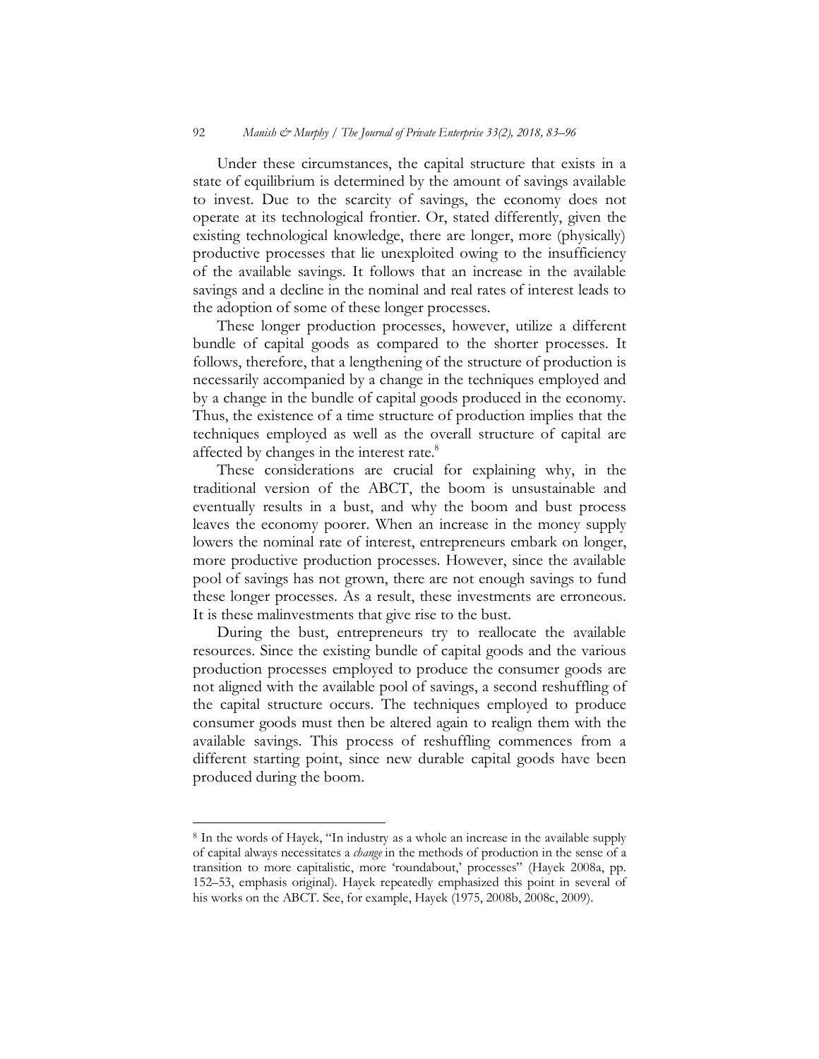Under these circumstances, the capital structure that exists in a state of equilibrium is determined by the amount of savings available to invest. Due to the scarcity of savings, the economy does not operate at its technological frontier. Or, stated differently, given the existing technological knowledge, there are longer, more (physically) productive processes that lie unexploited owing to the insufficiency of the available savings. It follows that an increase in the available savings and a decline in the nominal and real rates of interest leads to the adoption of some of these longer processes.

These longer production processes, however, utilize a different bundle of capital goods as compared to the shorter processes. It follows, therefore, that a lengthening of the structure of production is necessarily accompanied by a change in the techniques employed and by a change in the bundle of capital goods produced in the economy. Thus, the existence of a time structure of production implies that the techniques employed as well as the overall structure of capital are affected by changes in the interest rate.[8]

These considerations are crucial for explaining why, in the traditional version of the ABCT, the boom is unsustainable and eventually results in a bust, and why the boom and bust process leaves the economy poorer. When an increase in the money supply lowers the nominal rate of interest, entrepreneurs embark on longer, more productive production processes. However, since the available pool of savings has not grown, there are not enough savings to fund these longer processes. As a result, these investments are erroneous. It is these malinvestments that give rise to the bust.

During the bust, entrepreneurs try to reallocate the available resources. Since the existing bundle of capital goods and the various production processes employed to produce the consumer goods are not aligned with the available pool of savings, a second reshuffling of the capital structure occurs. The techniques employed to produce consumer goods must then be altered again to realign them with the available savings. This process of reshuffling commences from a different starting point, since new durable capital goods have been produced during the boom.

---

[8] In the words of Hayek, "In industry as a whole an increase in the available supply of capital always necessitates a *change* in the methods of production in the sense of a transition to more capitalistic, more 'roundabout,' processes" (Hayek 2008a, pp. 152–53, emphasis original). Hayek repeatedly emphasized this point in several of his works on the ABCT. See, for example, Hayek (1975, 2008b, 2008c, 2009).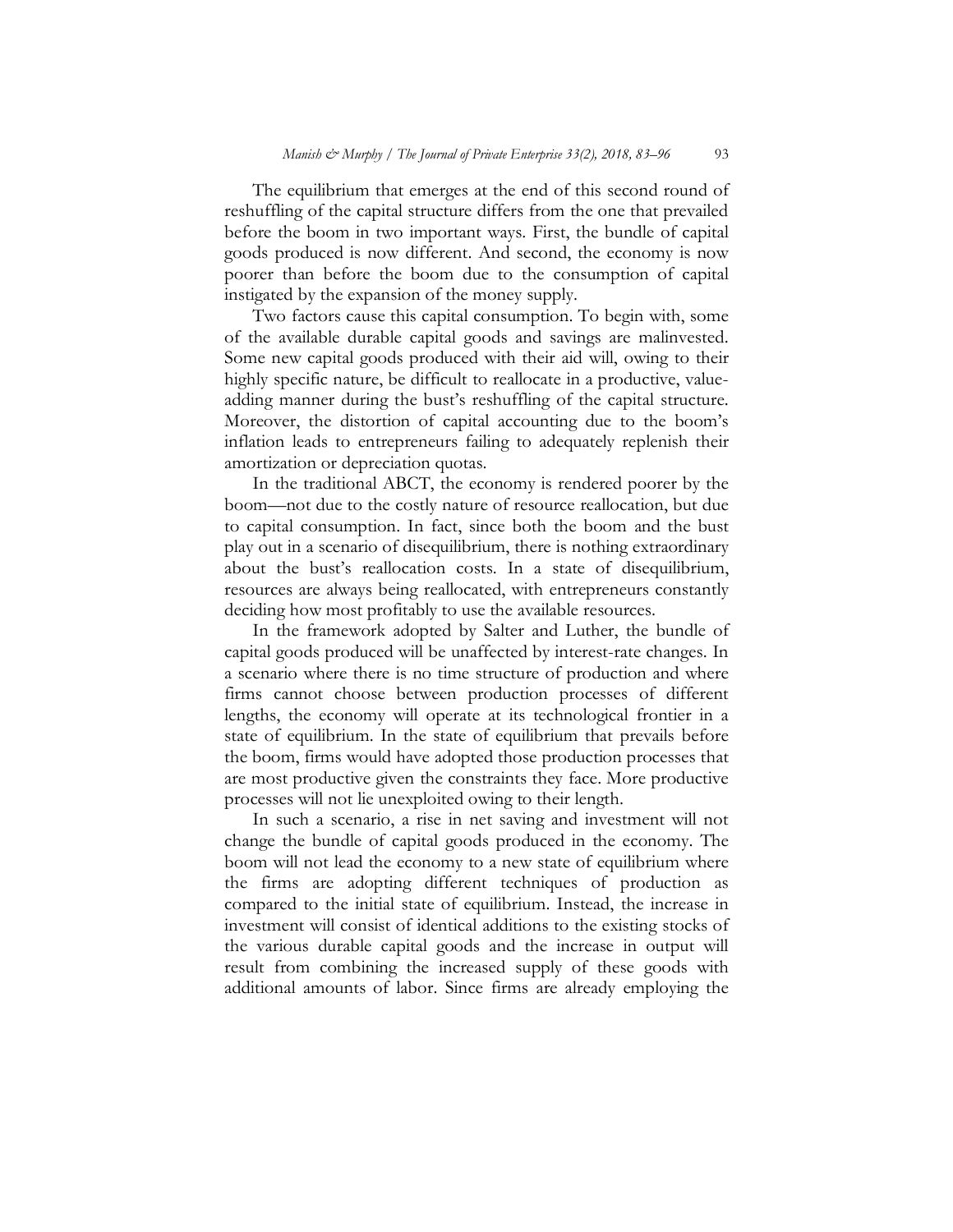The equilibrium that emerges at the end of this second round of reshuffling of the capital structure differs from the one that prevailed before the boom in two important ways. First, the bundle of capital goods produced is now different. And second, the economy is now poorer than before the boom due to the consumption of capital instigated by the expansion of the money supply.

Two factors cause this capital consumption. To begin with, some of the available durable capital goods and savings are malinvested. Some new capital goods produced with their aid will, owing to their highly specific nature, be difficult to reallocate in a productive, value-adding manner during the bust's reshuffling of the capital structure. Moreover, the distortion of capital accounting due to the boom's inflation leads to entrepreneurs failing to adequately replenish their amortization or depreciation quotas.

In the traditional ABCT, the economy is rendered poorer by the boom—not due to the costly nature of resource reallocation, but due to capital consumption. In fact, since both the boom and the bust play out in a scenario of disequilibrium, there is nothing extraordinary about the bust's reallocation costs. In a state of disequilibrium, resources are always being reallocated, with entrepreneurs constantly deciding how most profitably to use the available resources.

In the framework adopted by Salter and Luther, the bundle of capital goods produced will be unaffected by interest-rate changes. In a scenario where there is no time structure of production and where firms cannot choose between production processes of different lengths, the economy will operate at its technological frontier in a state of equilibrium. In the state of equilibrium that prevails before the boom, firms would have adopted those production processes that are most productive given the constraints they face. More productive processes will not lie unexploited owing to their length.

In such a scenario, a rise in net saving and investment will not change the bundle of capital goods produced in the economy. The boom will not lead the economy to a new state of equilibrium where the firms are adopting different techniques of production as compared to the initial state of equilibrium. Instead, the increase in investment will consist of identical additions to the existing stocks of the various durable capital goods and the increase in output will result from combining the increased supply of these goods with additional amounts of labor. Since firms are already employing the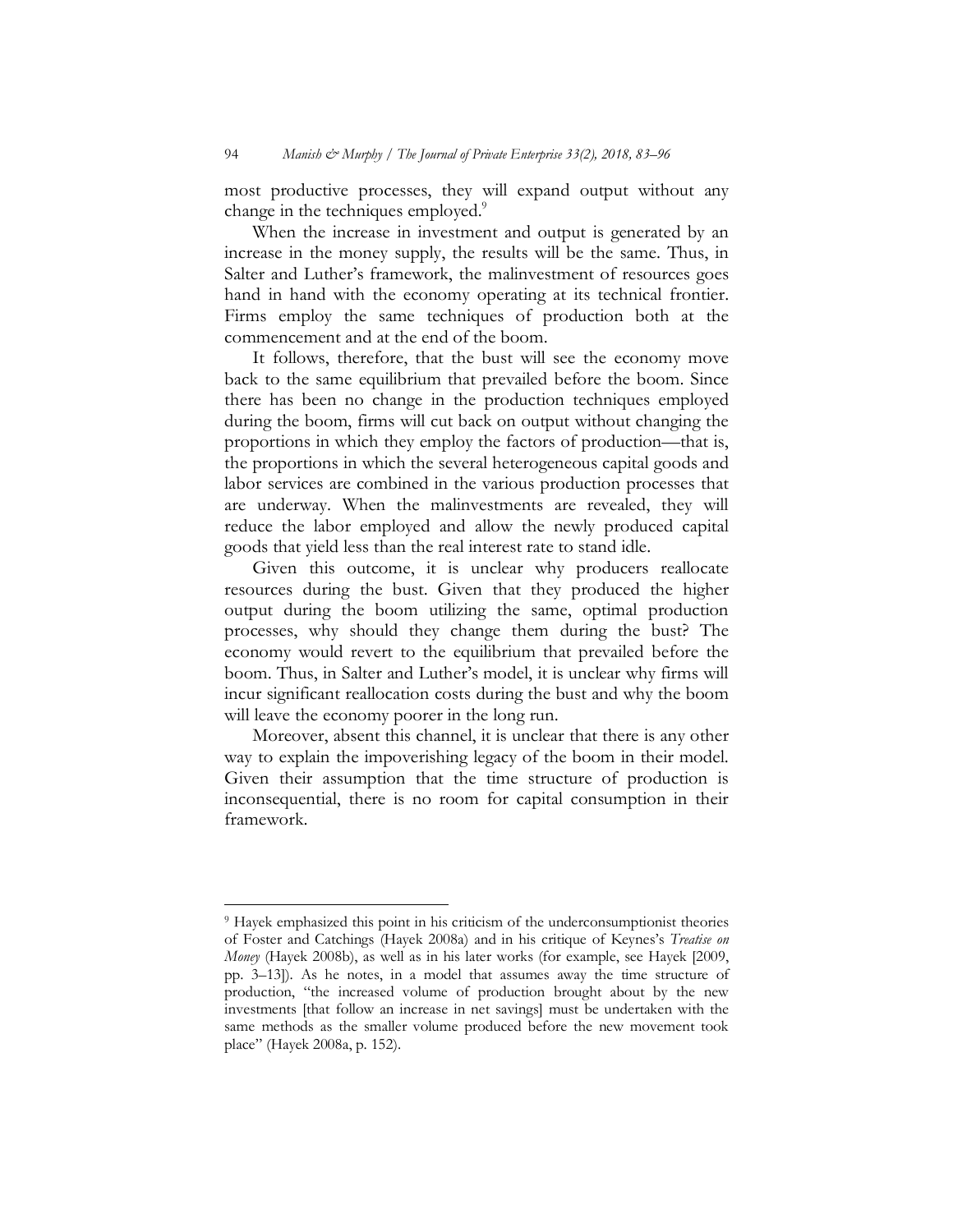most productive processes, they will expand output without any change in the techniques employed.[9]

When the increase in investment and output is generated by an increase in the money supply, the results will be the same. Thus, in Salter and Luther's framework, the malinvestment of resources goes hand in hand with the economy operating at its technical frontier. Firms employ the same techniques of production both at the commencement and at the end of the boom.

It follows, therefore, that the bust will see the economy move back to the same equilibrium that prevailed before the boom. Since there has been no change in the production techniques employed during the boom, firms will cut back on output without changing the proportions in which they employ the factors of production—that is, the proportions in which the several heterogeneous capital goods and labor services are combined in the various production processes that are underway. When the malinvestments are revealed, they will reduce the labor employed and allow the newly produced capital goods that yield less than the real interest rate to stand idle.

Given this outcome, it is unclear why producers reallocate resources during the bust. Given that they produced the higher output during the boom utilizing the same, optimal production processes, why should they change them during the bust? The economy would revert to the equilibrium that prevailed before the boom. Thus, in Salter and Luther's model, it is unclear why firms will incur significant reallocation costs during the bust and why the boom will leave the economy poorer in the long run.

Moreover, absent this channel, it is unclear that there is any other way to explain the impoverishing legacy of the boom in their model. Given their assumption that the time structure of production is inconsequential, there is no room for capital consumption in their framework.

---

[9] Hayek emphasized this point in his criticism of the underconsumptionist theories of Foster and Catchings (Hayek 2008a) and in his critique of Keynes's *Treatise on Money* (Hayek 2008b), as well as in his later works (for example, see Hayek [2009, pp. 3–13]). As he notes, in a model that assumes away the time structure of production, "the increased volume of production brought about by the new investments [that follow an increase in net savings] must be undertaken with the same methods as the smaller volume produced before the new movement took place" (Hayek 2008a, p. 152).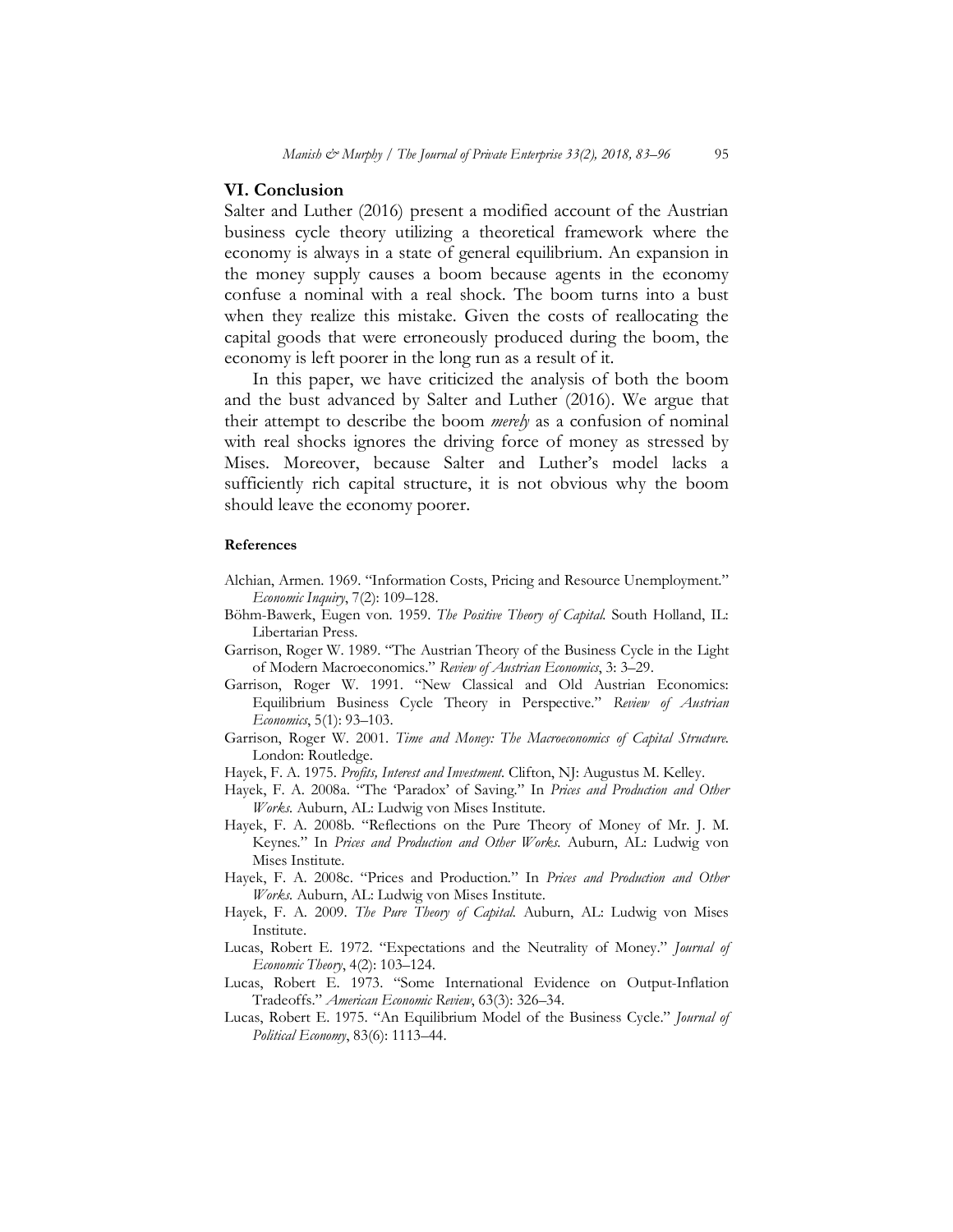## VI. Conclusion

Salter and Luther (2016) present a modified account of the Austrian business cycle theory utilizing a theoretical framework where the economy is always in a state of general equilibrium. An expansion in the money supply causes a boom because agents in the economy confuse a nominal with a real shock. The boom turns into a bust when they realize this mistake. Given the costs of reallocating the capital goods that were erroneously produced during the boom, the economy is left poorer in the long run as a result of it.

In this paper, we have criticized the analysis of both the boom and the bust advanced by Salter and Luther (2016). We argue that their attempt to describe the boom *merely* as a confusion of nominal with real shocks ignores the driving force of money as stressed by Mises. Moreover, because Salter and Luther's model lacks a sufficiently rich capital structure, it is not obvious why the boom should leave the economy poorer.

#### References

Alchian, Armen. 1969. "Information Costs, Pricing and Resource Unemployment." *Economic Inquiry*, 7(2): 109–128.

Böhm-Bawerk, Eugen von. 1959. *The Positive Theory of Capital.* South Holland, IL: Libertarian Press.

Garrison, Roger W. 1989. "The Austrian Theory of the Business Cycle in the Light of Modern Macroeconomics." *Review of Austrian Economics*, 3: 3–29.

Garrison, Roger W. 1991. "New Classical and Old Austrian Economics: Equilibrium Business Cycle Theory in Perspective." *Review of Austrian Economics*, 5(1): 93–103.

Garrison, Roger W. 2001. *Time and Money: The Macroeconomics of Capital Structure.* London: Routledge.

Hayek, F. A. 1975. *Profits, Interest and Investment*. Clifton, NJ: Augustus M. Kelley.

Hayek, F. A. 2008a. "The 'Paradox' of Saving." In *Prices and Production and Other Works.* Auburn, AL: Ludwig von Mises Institute.

Hayek, F. A. 2008b. "Reflections on the Pure Theory of Money of Mr. J. M. Keynes." In *Prices and Production and Other Works.* Auburn, AL: Ludwig von Mises Institute.

Hayek, F. A. 2008c. "Prices and Production." In *Prices and Production and Other Works.* Auburn, AL: Ludwig von Mises Institute.

Hayek, F. A. 2009. *The Pure Theory of Capital.* Auburn, AL: Ludwig von Mises Institute.

Lucas, Robert E. 1972. "Expectations and the Neutrality of Money." *Journal of Economic Theory*, 4(2): 103–124.

Lucas, Robert E. 1973. "Some International Evidence on Output-Inflation Tradeoffs." *American Economic Review*, 63(3): 326–34.

Lucas, Robert E. 1975. "An Equilibrium Model of the Business Cycle." *Journal of Political Economy*, 83(6): 1113–44.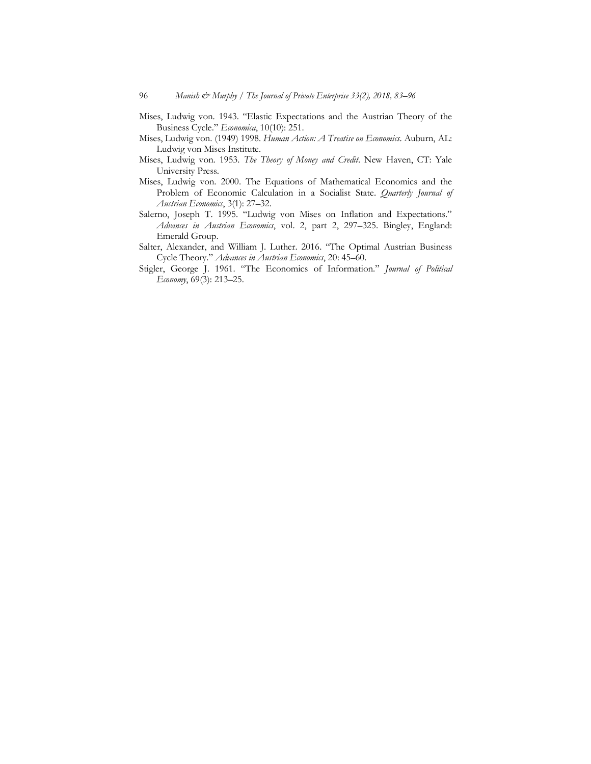Mises, Ludwig von. 1943. "Elastic Expectations and the Austrian Theory of the Business Cycle." *Economica*, 10(10): 251.

Mises, Ludwig von. (1949) 1998. *Human Action: A Treatise on Economics*. Auburn, AL: Ludwig von Mises Institute.

Mises, Ludwig von. 1953. *The Theory of Money and Credit*. New Haven, CT: Yale University Press.

Mises, Ludwig von. 2000. The Equations of Mathematical Economics and the Problem of Economic Calculation in a Socialist State. *Quarterly Journal of Austrian Economics*, 3(1): 27–32.

Salerno, Joseph T. 1995. "Ludwig von Mises on Inflation and Expectations." *Advances in Austrian Economics*, vol. 2, part 2, 297–325. Bingley, England: Emerald Group.

Salter, Alexander, and William J. Luther. 2016. "The Optimal Austrian Business Cycle Theory." *Advances in Austrian Economics*, 20: 45–60.

Stigler, George J. 1961. "The Economics of Information." *Journal of Political Economy*, 69(3): 213–25.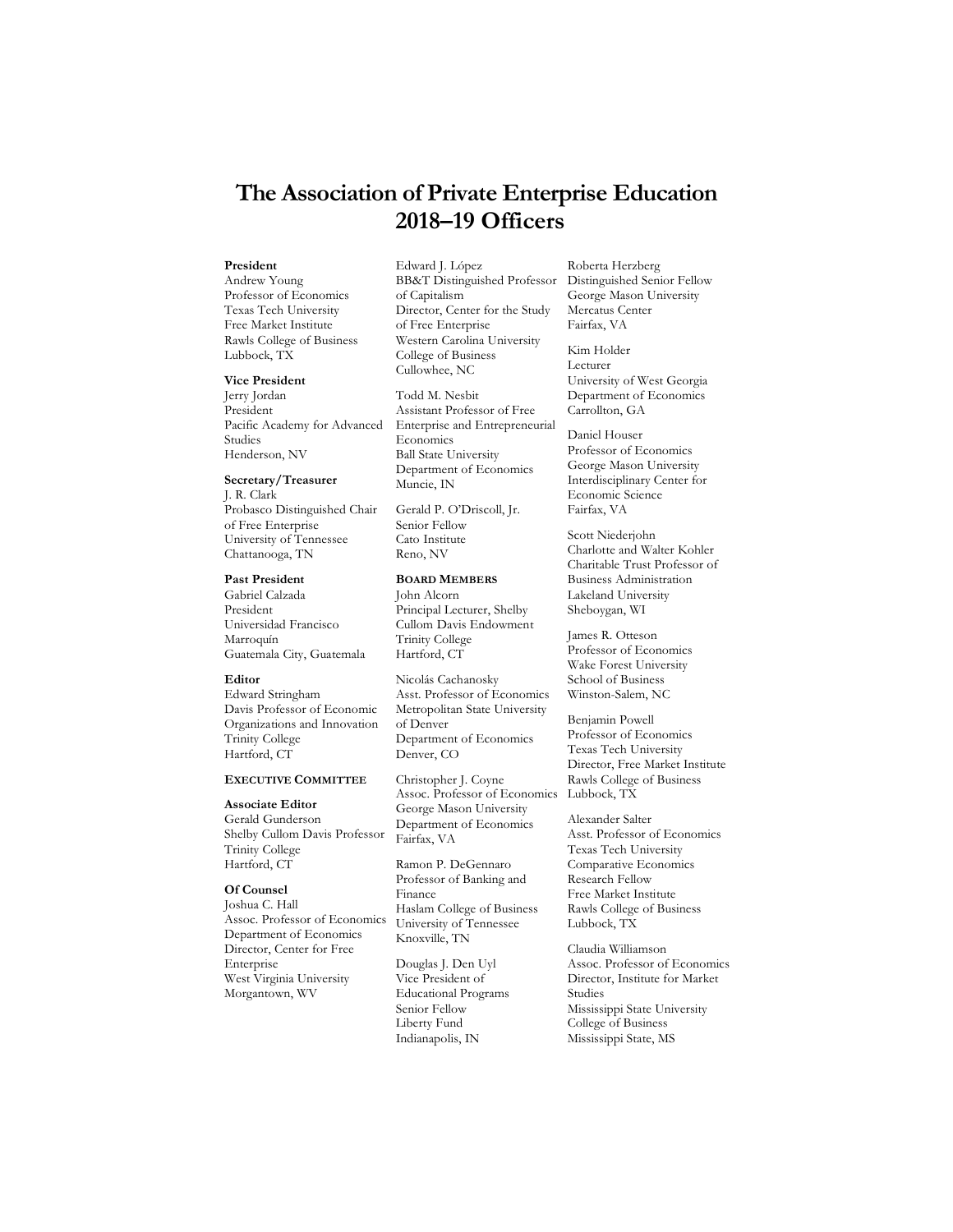# The Association of Private Enterprise Education 2018–19 Officers

**President**
Andrew Young
Professor of Economics
Texas Tech University
Free Market Institute
Rawls College of Business
Lubbock, TX

**Vice President**
Jerry Jordan
President
Pacific Academy for Advanced Studies
Henderson, NV

**Secretary/Treasurer**
J. R. Clark
Probasco Distinguished Chair of Free Enterprise
University of Tennessee
Chattanooga, TN

**Past President**
Gabriel Calzada
President
Universidad Francisco Marroquín
Guatemala City, Guatemala

**Editor**
Edward Stringham
Davis Professor of Economic Organizations and Innovation
Trinity College
Hartford, CT

**EXECUTIVE COMMITTEE**

**Associate Editor**
Gerald Gunderson
Shelby Cullom Davis Professor
Trinity College
Hartford, CT

**Of Counsel**
Joshua C. Hall
Assoc. Professor of Economics
Department of Economics
Director, Center for Free Enterprise
West Virginia University
Morgantown, WV

Edward J. López
BB&T Distinguished Professor of Capitalism
Director, Center for the Study of Free Enterprise
Western Carolina University
College of Business
Cullowhee, NC

Todd M. Nesbit
Assistant Professor of Free Enterprise and Entrepreneurial Economics
Ball State University
Department of Economics
Muncie, IN

Gerald P. O'Driscoll, Jr.
Senior Fellow
Cato Institute
Reno, NV

**BOARD MEMBERS**

John Alcorn
Principal Lecturer, Shelby Cullom Davis Endowment
Trinity College
Hartford, CT

Nicolás Cachanosky
Asst. Professor of Economics
Metropolitan State University of Denver
Department of Economics
Denver, CO

Christopher J. Coyne
Assoc. Professor of Economics
George Mason University
Department of Economics
Fairfax, VA

Ramon P. DeGennaro
Professor of Banking and Finance
Haslam College of Business
University of Tennessee
Knoxville, TN

Douglas J. Den Uyl
Vice President of Educational Programs
Senior Fellow
Liberty Fund
Indianapolis, IN

Roberta Herzberg
Distinguished Senior Fellow
George Mason University
Mercatus Center
Fairfax, VA

Kim Holder
Lecturer
University of West Georgia
Department of Economics
Carrollton, GA

Daniel Houser
Professor of Economics
George Mason University
Interdisciplinary Center for Economic Science
Fairfax, VA

Scott Niederjohn
Charlotte and Walter Kohler Charitable Trust Professor of Business Administration
Lakeland University
Sheboygan, WI

James R. Otteson
Professor of Economics
Wake Forest University
School of Business
Winston-Salem, NC

Benjamin Powell
Professor of Economics
Texas Tech University
Director, Free Market Institute
Rawls College of Business
Lubbock, TX

Alexander Salter
Asst. Professor of Economics
Texas Tech University
Comparative Economics Research Fellow
Free Market Institute
Rawls College of Business
Lubbock, TX

Claudia Williamson
Assoc. Professor of Economics
Director, Institute for Market Studies
Mississippi State University
College of Business
Mississippi State, MS